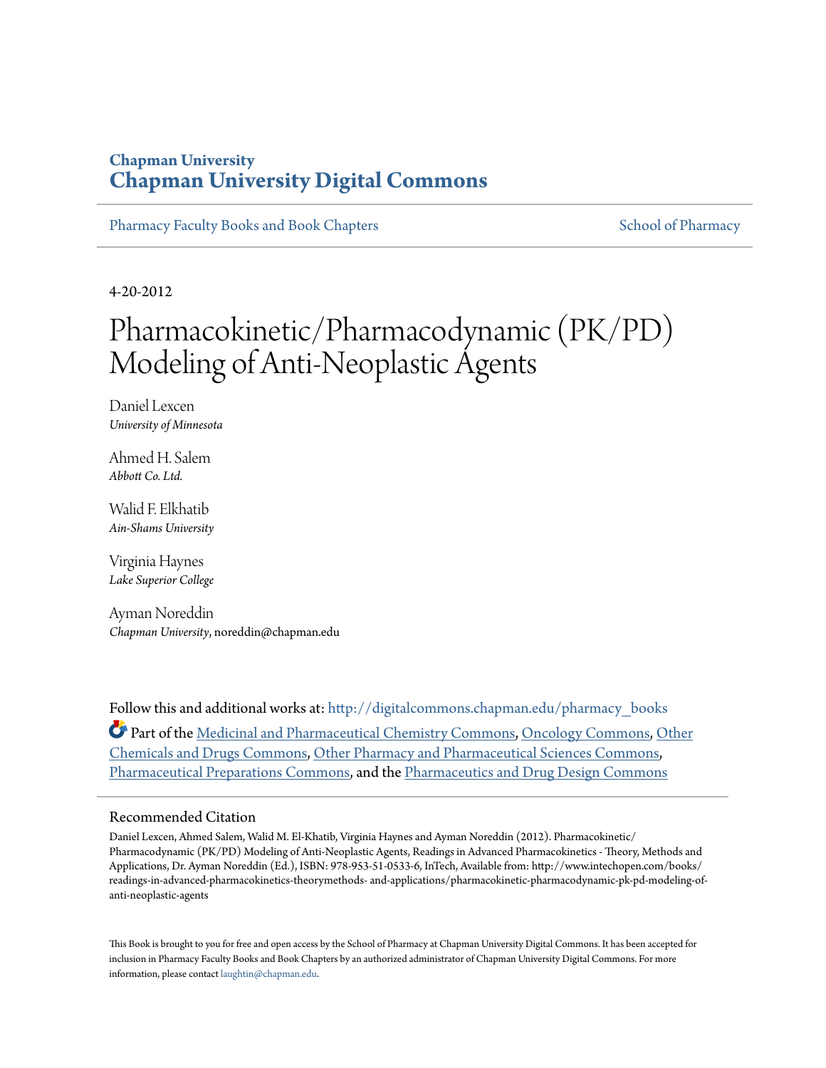Chapman University

# Chapman University Digital Commons

Pharmacy Faculty Books and Book Chapters | School of Pharmacy

4-20-2012

# Pharmacokinetic/Pharmacodynamic (PK/PD) Modeling of Anti-Neoplastic Agents

Daniel Lexcen
*University of Minnesota*

Ahmed H. Salem
*Abbott Co. Ltd.*

Walid F. Elkhatib
*Ain-Shams University*

Virginia Haynes
*Lake Superior College*

Ayman Noreddin
*Chapman University*, noreddin@chapman.edu

Follow this and additional works at: http://digitalcommons.chapman.edu/pharmacy_books

Part of the Medicinal and Pharmaceutical Chemistry Commons, Oncology Commons, Other Chemicals and Drugs Commons, Other Pharmacy and Pharmaceutical Sciences Commons, Pharmaceutical Preparations Commons, and the Pharmaceutics and Drug Design Commons

## Recommended Citation

Daniel Lexcen, Ahmed Salem, Walid M. El-Khatib, Virginia Haynes and Ayman Noreddin (2012). Pharmacokinetic/ Pharmacodynamic (PK/PD) Modeling of Anti-Neoplastic Agents, Readings in Advanced Pharmacokinetics - Theory, Methods and Applications, Dr. Ayman Noreddin (Ed.), ISBN: 978-953-51-0533-6, InTech, Available from: http://www.intechopen.com/books/readings-in-advanced-pharmacokinetics-theorymethods- and-applications/pharmacokinetic-pharmacodynamic-pk-pd-modeling-of-anti-neoplastic-agents

This Book is brought to you for free and open access by the School of Pharmacy at Chapman University Digital Commons. It has been accepted for inclusion in Pharmacy Faculty Books and Book Chapters by an authorized administrator of Chapman University Digital Commons. For more information, please contact laughtin@chapman.edu.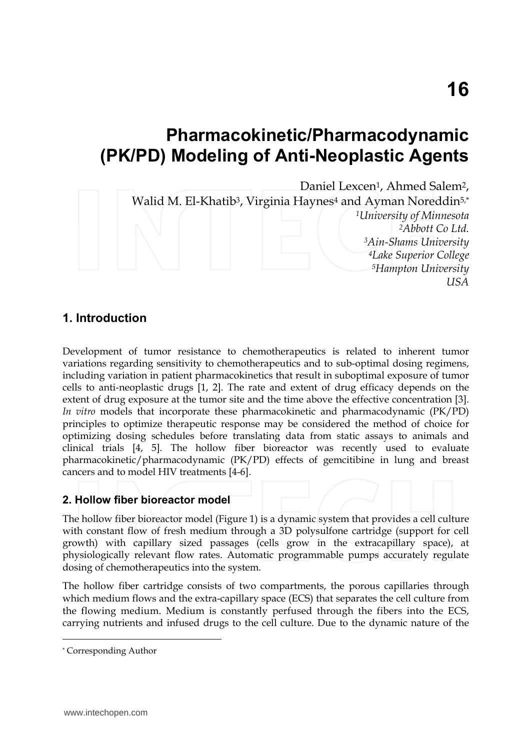# Pharmacokinetic/Pharmacodynamic (PK/PD) Modeling of Anti-Neoplastic Agents

Daniel Lexcen[1], Ahmed Salem[2], Walid M. El-Khatib[3], Virginia Haynes[4] and Ayman Noreddin[5,*]

*[1]University of Minnesota*
*[2]Abbott Co Ltd.*
*[3]Ain-Shams University*
*[4]Lake Superior College*
*[5]Hampton University*
*USA*

## 1. Introduction

Development of tumor resistance to chemotherapeutics is related to inherent tumor variations regarding sensitivity to chemotherapeutics and to sub-optimal dosing regimens, including variation in patient pharmacokinetics that result in suboptimal exposure of tumor cells to anti-neoplastic drugs [1, 2]. The rate and extent of drug efficacy depends on the extent of drug exposure at the tumor site and the time above the effective concentration [3]. *In vitro* models that incorporate these pharmacokinetic and pharmacodynamic (PK/PD) principles to optimize therapeutic response may be considered the method of choice for optimizing dosing schedules before translating data from static assays to animals and clinical trials [4, 5]. The hollow fiber bioreactor was recently used to evaluate pharmacokinetic/pharmacodynamic (PK/PD) effects of gemcitibine in lung and breast cancers and to model HIV treatments [4-6].

### 2. Hollow fiber bioreactor model

The hollow fiber bioreactor model (Figure 1) is a dynamic system that provides a cell culture with constant flow of fresh medium through a 3D polysulfone cartridge (support for cell growth) with capillary sized passages (cells grow in the extracapillary space), at physiologically relevant flow rates. Automatic programmable pumps accurately regulate dosing of chemotherapeutics into the system.

The hollow fiber cartridge consists of two compartments, the porous capillaries through which medium flows and the extra-capillary space (ECS) that separates the cell culture from the flowing medium. Medium is constantly perfused through the fibers into the ECS, carrying nutrients and infused drugs to the cell culture. Due to the dynamic nature of the

[*] Corresponding Author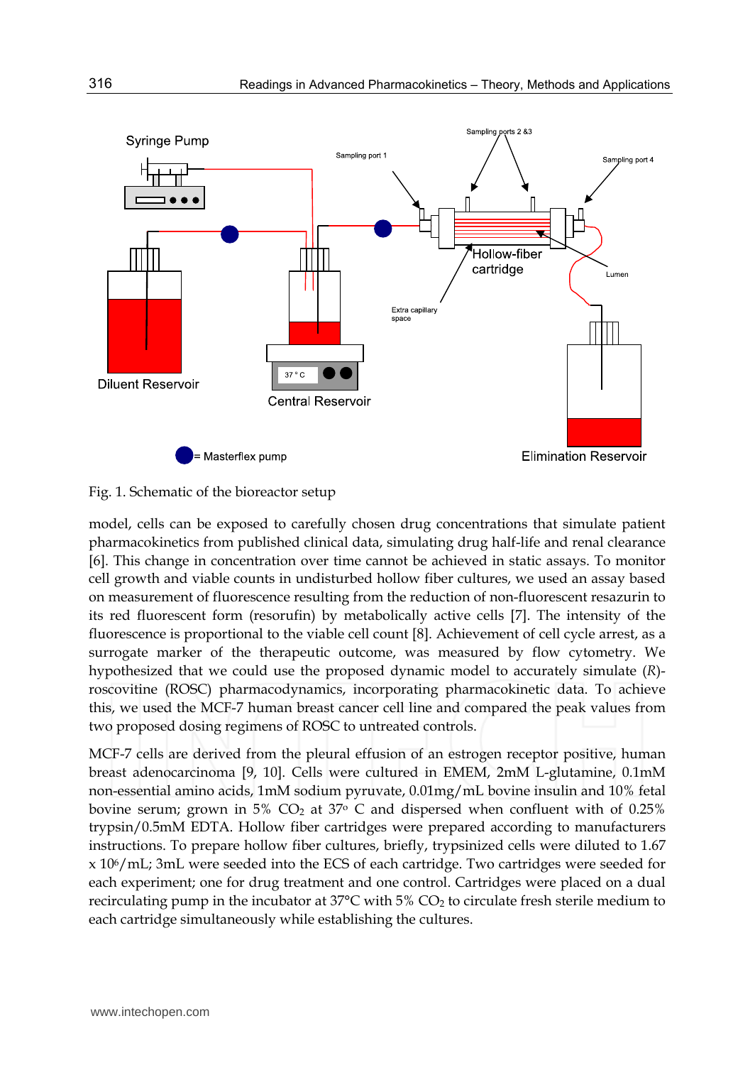Fig. 1. Schematic of the bioreactor setup

model, cells can be exposed to carefully chosen drug concentrations that simulate patient pharmacokinetics from published clinical data, simulating drug half-life and renal clearance [6]. This change in concentration over time cannot be achieved in static assays. To monitor cell growth and viable counts in undisturbed hollow fiber cultures, we used an assay based on measurement of fluorescence resulting from the reduction of non-fluorescent resazurin to its red fluorescent form (resorufin) by metabolically active cells [7]. The intensity of the fluorescence is proportional to the viable cell count [8]. Achievement of cell cycle arrest, as a surrogate marker of the therapeutic outcome, was measured by flow cytometry. We hypothesized that we could use the proposed dynamic model to accurately simulate (*R*)-roscovitine (ROSC) pharmacodynamics, incorporating pharmacokinetic data. To achieve this, we used the MCF-7 human breast cancer cell line and compared the peak values from two proposed dosing regimens of ROSC to untreated controls.

MCF-7 cells are derived from the pleural effusion of an estrogen receptor positive, human breast adenocarcinoma [9, 10]. Cells were cultured in EMEM, 2mM L-glutamine, 0.1mM non-essential amino acids, 1mM sodium pyruvate, 0.01mg/mL bovine insulin and 10% fetal bovine serum; grown in 5% $CO_2$ at 37° C and dispersed when confluent with of 0.25% trypsin/0.5mM EDTA. Hollow fiber cartridges were prepared according to manufacturers instructions. To prepare hollow fiber cultures, briefly, trypsinized cells were diluted to 1.67 x $10^6$/mL; 3mL were seeded into the ECS of each cartridge. Two cartridges were seeded for each experiment; one for drug treatment and one control. Cartridges were placed on a dual recirculating pump in the incubator at 37°C with 5% $CO_2$ to circulate fresh sterile medium to each cartridge simultaneously while establishing the cultures.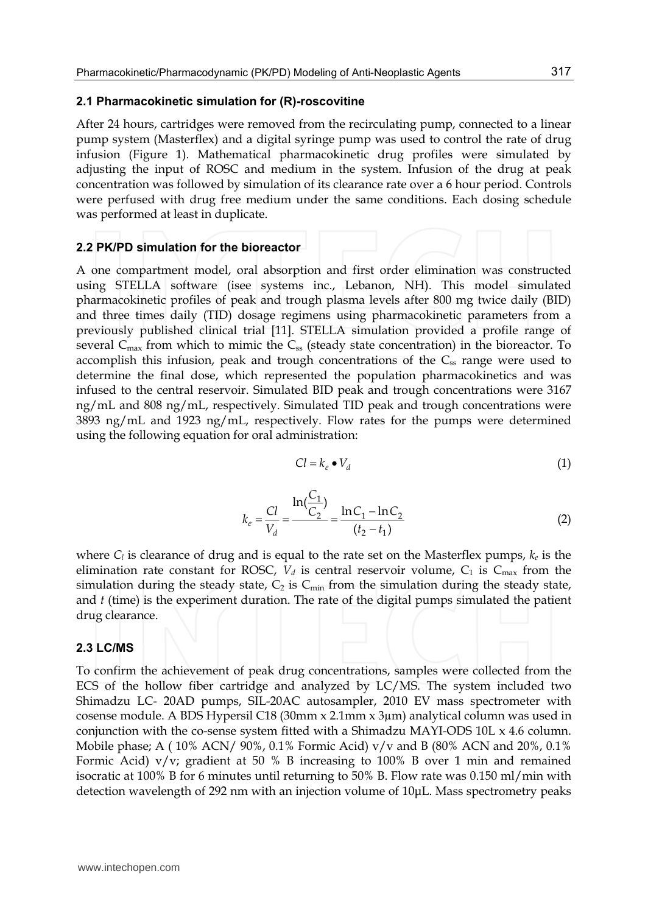### 2.1 Pharmacokinetic simulation for (R)-roscovitine

After 24 hours, cartridges were removed from the recirculating pump, connected to a linear pump system (Masterflex) and a digital syringe pump was used to control the rate of drug infusion (Figure 1). Mathematical pharmacokinetic drug profiles were simulated by adjusting the input of ROSC and medium in the system. Infusion of the drug at peak concentration was followed by simulation of its clearance rate over a 6 hour period. Controls were perfused with drug free medium under the same conditions. Each dosing schedule was performed at least in duplicate.

### 2.2 PK/PD simulation for the bioreactor

A one compartment model, oral absorption and first order elimination was constructed using STELLA software (isee systems inc., Lebanon, NH). This model simulated pharmacokinetic profiles of peak and trough plasma levels after 800 mg twice daily (BID) and three times daily (TID) dosage regimens using pharmacokinetic parameters from a previously published clinical trial [11]. STELLA simulation provided a profile range of several $C_{max}$ from which to mimic the $C_{ss}$ (steady state concentration) in the bioreactor. To accomplish this infusion, peak and trough concentrations of the $C_{ss}$ range were used to determine the final dose, which represented the population pharmacokinetics and was infused to the central reservoir. Simulated BID peak and trough concentrations were 3167 ng/mL and 808 ng/mL, respectively. Simulated TID peak and trough concentrations were 3893 ng/mL and 1923 ng/mL, respectively. Flow rates for the pumps were determined using the following equation for oral administration:

$$Cl = k_e \bullet V_d \tag{1}$$

$$k_e = \frac{Cl}{V_d} = \frac{\ln(\frac{C_1}{C_2})}{} = \frac{\ln C_1 - \ln C_2}{(t_2 - t_1)} \tag{2}$$

where $C_l$ is clearance of drug and is equal to the rate set on the Masterflex pumps, $k_e$ is the elimination rate constant for ROSC, $V_d$ is central reservoir volume, $C_1$ is $C_{max}$ from the simulation during the steady state, $C_2$ is $C_{min}$ from the simulation during the steady state, and $t$ (time) is the experiment duration. The rate of the digital pumps simulated the patient drug clearance.

### 2.3 LC/MS

To confirm the achievement of peak drug concentrations, samples were collected from the ECS of the hollow fiber cartridge and analyzed by LC/MS. The system included two Shimadzu LC- 20AD pumps, SIL-20AC autosampler, 2010 EV mass spectrometer with cosense module. A BDS Hypersil C18 (30mm x 2.1mm x 3µm) analytical column was used in conjunction with the co-sense system fitted with a Shimadzu MAYI-ODS 10L x 4.6 column. Mobile phase; A ( 10% ACN/ 90%, 0.1% Formic Acid) v/v and B (80% ACN and 20%, 0.1% Formic Acid) v/v; gradient at 50 % B increasing to 100% B over 1 min and remained isocratic at 100% B for 6 minutes until returning to 50% B. Flow rate was 0.150 ml/min with detection wavelength of 292 nm with an injection volume of 10µL. Mass spectrometry peaks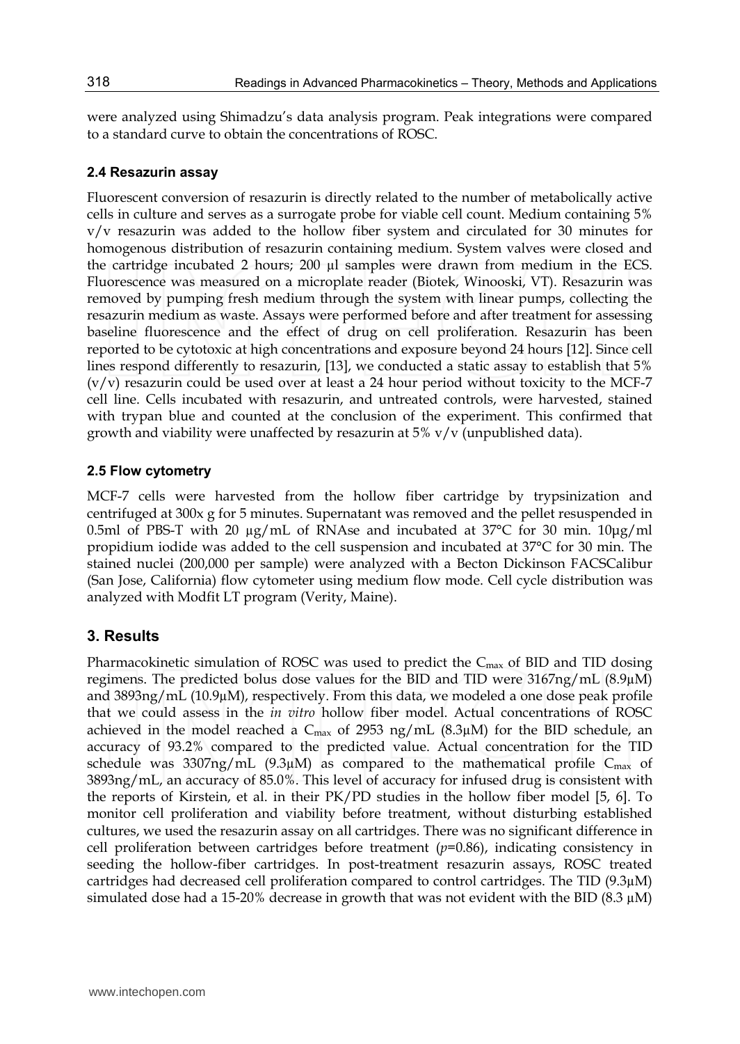were analyzed using Shimadzu's data analysis program. Peak integrations were compared to a standard curve to obtain the concentrations of ROSC.

### 2.4 Resazurin assay

Fluorescent conversion of resazurin is directly related to the number of metabolically active cells in culture and serves as a surrogate probe for viable cell count. Medium containing 5% v/v resazurin was added to the hollow fiber system and circulated for 30 minutes for homogenous distribution of resazurin containing medium. System valves were closed and the cartridge incubated 2 hours; 200 µl samples were drawn from medium in the ECS. Fluorescence was measured on a microplate reader (Biotek, Winooski, VT). Resazurin was removed by pumping fresh medium through the system with linear pumps, collecting the resazurin medium as waste. Assays were performed before and after treatment for assessing baseline fluorescence and the effect of drug on cell proliferation. Resazurin has been reported to be cytotoxic at high concentrations and exposure beyond 24 hours [12]. Since cell lines respond differently to resazurin, [13], we conducted a static assay to establish that 5% (v/v) resazurin could be used over at least a 24 hour period without toxicity to the MCF-7 cell line. Cells incubated with resazurin, and untreated controls, were harvested, stained with trypan blue and counted at the conclusion of the experiment. This confirmed that growth and viability were unaffected by resazurin at 5% v/v (unpublished data).

### 2.5 Flow cytometry

MCF-7 cells were harvested from the hollow fiber cartridge by trypsinization and centrifuged at 300x g for 5 minutes. Supernatant was removed and the pellet resuspended in 0.5ml of PBS-T with 20 µg/mL of RNAse and incubated at 37°C for 30 min. 10µg/ml propidium iodide was added to the cell suspension and incubated at 37°C for 30 min. The stained nuclei (200,000 per sample) were analyzed with a Becton Dickinson FACSCalibur (San Jose, California) flow cytometer using medium flow mode. Cell cycle distribution was analyzed with Modfit LT program (Verity, Maine).

## 3. Results

Pharmacokinetic simulation of ROSC was used to predict the $C_{max}$ of BID and TID dosing regimens. The predicted bolus dose values for the BID and TID were 3167ng/mL (8.9µM) and 3893ng/mL (10.9µM), respectively. From this data, we modeled a one dose peak profile that we could assess in the *in vitro* hollow fiber model. Actual concentrations of ROSC achieved in the model reached a $C_{max}$ of 2953 ng/mL (8.3µM) for the BID schedule, an accuracy of 93.2% compared to the predicted value. Actual concentration for the TID schedule was 3307ng/mL (9.3µM) as compared to the mathematical profile $C_{max}$ of 3893ng/mL, an accuracy of 85.0%. This level of accuracy for infused drug is consistent with the reports of Kirstein, et al. in their PK/PD studies in the hollow fiber model [5, 6]. To monitor cell proliferation and viability before treatment, without disturbing established cultures, we used the resazurin assay on all cartridges. There was no significant difference in cell proliferation between cartridges before treatment ($p$=0.86), indicating consistency in seeding the hollow-fiber cartridges. In post-treatment resazurin assays, ROSC treated cartridges had decreased cell proliferation compared to control cartridges. The TID (9.3µM) simulated dose had a 15-20% decrease in growth that was not evident with the BID (8.3 µM)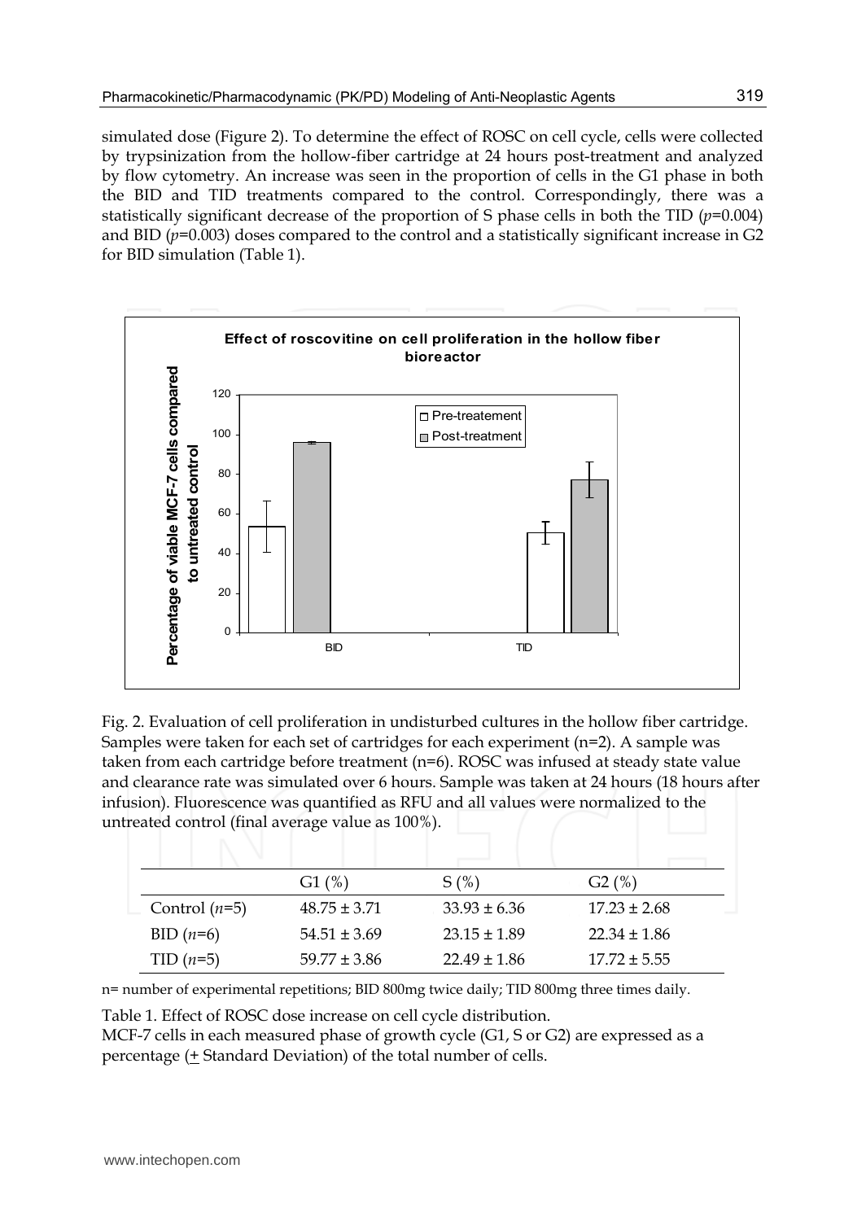simulated dose (Figure 2). To determine the effect of ROSC on cell cycle, cells were collected by trypsinization from the hollow-fiber cartridge at 24 hours post-treatment and analyzed by flow cytometry. An increase was seen in the proportion of cells in the G1 phase in both the BID and TID treatments compared to the control. Correspondingly, there was a statistically significant decrease of the proportion of S phase cells in both the TID ($p$=0.004) and BID ($p$=0.003) doses compared to the control and a statistically significant increase in G2 for BID simulation (Table 1).

Fig. 2. Evaluation of cell proliferation in undisturbed cultures in the hollow fiber cartridge. Samples were taken for each set of cartridges for each experiment (n=2). A sample was taken from each cartridge before treatment (n=6). ROSC was infused at steady state value and clearance rate was simulated over 6 hours. Sample was taken at 24 hours (18 hours after infusion). Fluorescence was quantified as RFU and all values were normalized to the untreated control (final average value as 100%).

| | G1 (%) | S (%) | G2 (%) |
|---|---|---|---|
| Control ($n$=5) | 48.75 ± 3.71 | 33.93 ± 6.36 | 17.23 ± 2.68 |
| BID ($n$=6) | 54.51 ± 3.69 | 23.15 ± 1.89 | 22.34 ± 1.86 |
| TID ($n$=5) | 59.77 ± 3.86 | 22.49 ± 1.86 | 17.72 ± 5.55 |

n= number of experimental repetitions; BID 800mg twice daily; TID 800mg three times daily.

Table 1. Effect of ROSC dose increase on cell cycle distribution.
MCF-7 cells in each measured phase of growth cycle (G1, S or G2) are expressed as a percentage (± Standard Deviation) of the total number of cells.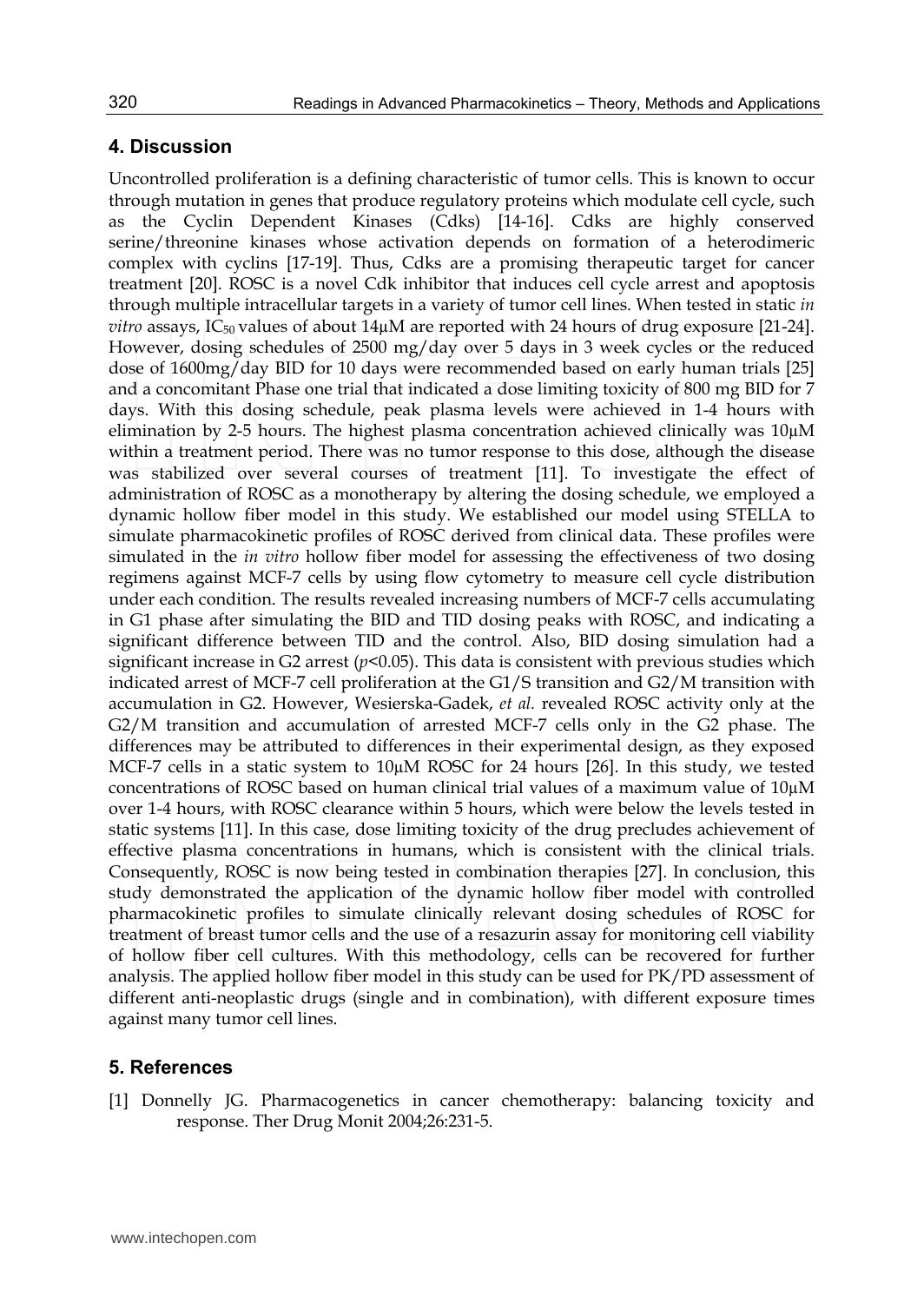## 4. Discussion

Uncontrolled proliferation is a defining characteristic of tumor cells. This is known to occur through mutation in genes that produce regulatory proteins which modulate cell cycle, such as the Cyclin Dependent Kinases (Cdks) [14-16]. Cdks are highly conserved serine/threonine kinases whose activation depends on formation of a heterodimeric complex with cyclins [17-19]. Thus, Cdks are a promising therapeutic target for cancer treatment [20]. ROSC is a novel Cdk inhibitor that induces cell cycle arrest and apoptosis through multiple intracellular targets in a variety of tumor cell lines. When tested in static *in vitro* assays, $IC_{50}$ values of about 14μM are reported with 24 hours of drug exposure [21-24]. However, dosing schedules of 2500 mg/day over 5 days in 3 week cycles or the reduced dose of 1600mg/day BID for 10 days were recommended based on early human trials [25] and a concomitant Phase one trial that indicated a dose limiting toxicity of 800 mg BID for 7 days. With this dosing schedule, peak plasma levels were achieved in 1-4 hours with elimination by 2-5 hours. The highest plasma concentration achieved clinically was 10μM within a treatment period. There was no tumor response to this dose, although the disease was stabilized over several courses of treatment [11]. To investigate the effect of administration of ROSC as a monotherapy by altering the dosing schedule, we employed a dynamic hollow fiber model in this study. We established our model using STELLA to simulate pharmacokinetic profiles of ROSC derived from clinical data. These profiles were simulated in the *in vitro* hollow fiber model for assessing the effectiveness of two dosing regimens against MCF-7 cells by using flow cytometry to measure cell cycle distribution under each condition. The results revealed increasing numbers of MCF-7 cells accumulating in G1 phase after simulating the BID and TID dosing peaks with ROSC, and indicating a significant difference between TID and the control. Also, BID dosing simulation had a significant increase in G2 arrest ($p<0.05$). This data is consistent with previous studies which indicated arrest of MCF-7 cell proliferation at the G1/S transition and G2/M transition with accumulation in G2. However, Wesierska-Gadek, *et al.* revealed ROSC activity only at the G2/M transition and accumulation of arrested MCF-7 cells only in the G2 phase. The differences may be attributed to differences in their experimental design, as they exposed MCF-7 cells in a static system to 10μM ROSC for 24 hours [26]. In this study, we tested concentrations of ROSC based on human clinical trial values of a maximum value of 10μM over 1-4 hours, with ROSC clearance within 5 hours, which were below the levels tested in static systems [11]. In this case, dose limiting toxicity of the drug precludes achievement of effective plasma concentrations in humans, which is consistent with the clinical trials. Consequently, ROSC is now being tested in combination therapies [27]. In conclusion, this study demonstrated the application of the dynamic hollow fiber model with controlled pharmacokinetic profiles to simulate clinically relevant dosing schedules of ROSC for treatment of breast tumor cells and the use of a resazurin assay for monitoring cell viability of hollow fiber cell cultures. With this methodology, cells can be recovered for further analysis. The applied hollow fiber model in this study can be used for PK/PD assessment of different anti-neoplastic drugs (single and in combination), with different exposure times against many tumor cell lines.

## 5. References

[1] Donnelly JG. Pharmacogenetics in cancer chemotherapy: balancing toxicity and response. Ther Drug Monit 2004;26:231-5.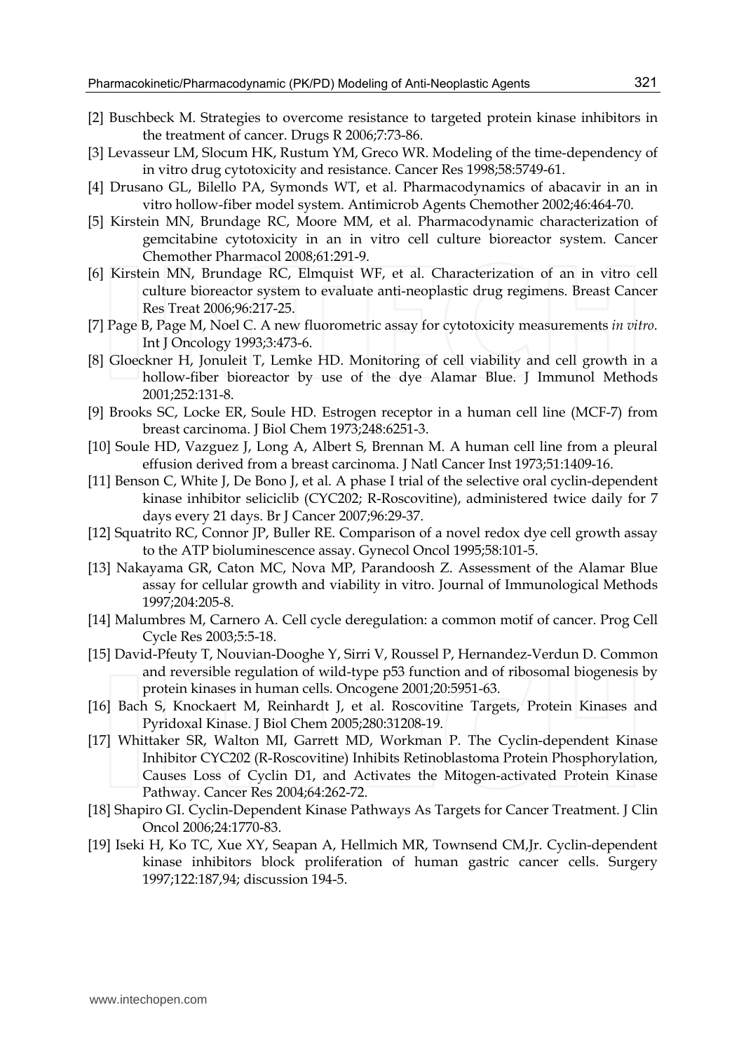[2] Buschbeck M. Strategies to overcome resistance to targeted protein kinase inhibitors in the treatment of cancer. Drugs R 2006;7:73-86.

[3] Levasseur LM, Slocum HK, Rustum YM, Greco WR. Modeling of the time-dependency of in vitro drug cytotoxicity and resistance. Cancer Res 1998;58:5749-61.

[4] Drusano GL, Bilello PA, Symonds WT, et al. Pharmacodynamics of abacavir in an in vitro hollow-fiber model system. Antimicrob Agents Chemother 2002;46:464-70.

[5] Kirstein MN, Brundage RC, Moore MM, et al. Pharmacodynamic characterization of gemcitabine cytotoxicity in an in vitro cell culture bioreactor system. Cancer Chemother Pharmacol 2008;61:291-9.

[6] Kirstein MN, Brundage RC, Elmquist WF, et al. Characterization of an in vitro cell culture bioreactor system to evaluate anti-neoplastic drug regimens. Breast Cancer Res Treat 2006;96:217-25.

[7] Page B, Page M, Noel C. A new fluorometric assay for cytotoxicity measurements *in vitro*. Int J Oncology 1993;3:473-6.

[8] Gloeckner H, Jonuleit T, Lemke HD. Monitoring of cell viability and cell growth in a hollow-fiber bioreactor by use of the dye Alamar Blue. J Immunol Methods 2001;252:131-8.

[9] Brooks SC, Locke ER, Soule HD. Estrogen receptor in a human cell line (MCF-7) from breast carcinoma. J Biol Chem 1973;248:6251-3.

[10] Soule HD, Vazguez J, Long A, Albert S, Brennan M. A human cell line from a pleural effusion derived from a breast carcinoma. J Natl Cancer Inst 1973;51:1409-16.

[11] Benson C, White J, De Bono J, et al. A phase I trial of the selective oral cyclin-dependent kinase inhibitor seliciclib (CYC202; R-Roscovitine), administered twice daily for 7 days every 21 days. Br J Cancer 2007;96:29-37.

[12] Squatrito RC, Connor JP, Buller RE. Comparison of a novel redox dye cell growth assay to the ATP bioluminescence assay. Gynecol Oncol 1995;58:101-5.

[13] Nakayama GR, Caton MC, Nova MP, Parandoosh Z. Assessment of the Alamar Blue assay for cellular growth and viability in vitro. Journal of Immunological Methods 1997;204:205-8.

[14] Malumbres M, Carnero A. Cell cycle deregulation: a common motif of cancer. Prog Cell Cycle Res 2003;5:5-18.

[15] David-Pfeuty T, Nouvian-Dooghe Y, Sirri V, Roussel P, Hernandez-Verdun D. Common and reversible regulation of wild-type p53 function and of ribosomal biogenesis by protein kinases in human cells. Oncogene 2001;20:5951-63.

[16] Bach S, Knockaert M, Reinhardt J, et al. Roscovitine Targets, Protein Kinases and Pyridoxal Kinase. J Biol Chem 2005;280:31208-19.

[17] Whittaker SR, Walton MI, Garrett MD, Workman P. The Cyclin-dependent Kinase Inhibitor CYC202 (R-Roscovitine) Inhibits Retinoblastoma Protein Phosphorylation, Causes Loss of Cyclin D1, and Activates the Mitogen-activated Protein Kinase Pathway. Cancer Res 2004;64:262-72.

[18] Shapiro GI. Cyclin-Dependent Kinase Pathways As Targets for Cancer Treatment. J Clin Oncol 2006;24:1770-83.

[19] Iseki H, Ko TC, Xue XY, Seapan A, Hellmich MR, Townsend CM,Jr. Cyclin-dependent kinase inhibitors block proliferation of human gastric cancer cells. Surgery 1997;122:187,94; discussion 194-5.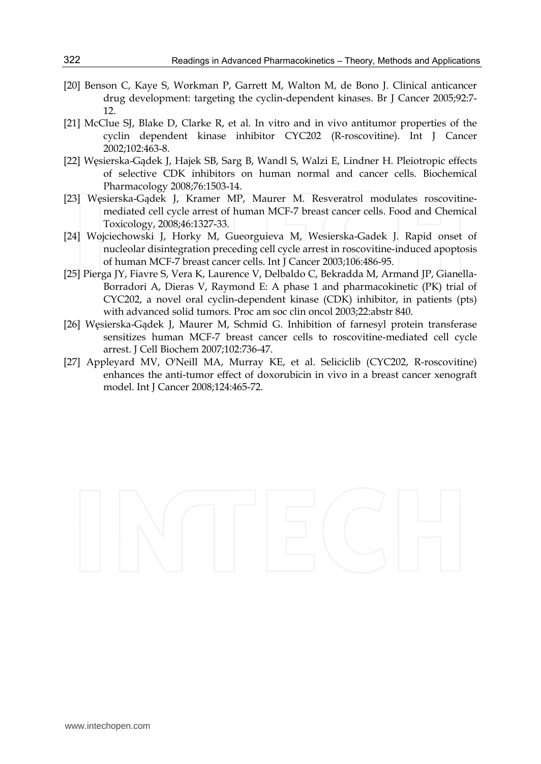[20] Benson C, Kaye S, Workman P, Garrett M, Walton M, de Bono J. Clinical anticancer drug development: targeting the cyclin-dependent kinases. Br J Cancer 2005;92:7-12.

[21] McClue SJ, Blake D, Clarke R, et al. In vitro and in vivo antitumor properties of the cyclin dependent kinase inhibitor CYC202 (R-roscovitine). Int J Cancer 2002;102:463-8.

[22] Węsierska-Gądek J, Hajek SB, Sarg B, Wandl S, Walzi E, Lindner H. Pleiotropic effects of selective CDK inhibitors on human normal and cancer cells. Biochemical Pharmacology 2008;76:1503-14.

[23] Węsierska-Gądek J, Kramer MP, Maurer M. Resveratrol modulates roscovitine-mediated cell cycle arrest of human MCF-7 breast cancer cells. Food and Chemical Toxicology, 2008;46:1327-33.

[24] Wojciechowski J, Horky M, Gueorguieva M, Wesierska-Gadek J. Rapid onset of nucleolar disintegration preceding cell cycle arrest in roscovitine-induced apoptosis of human MCF-7 breast cancer cells. Int J Cancer 2003;106:486-95.

[25] Pierga JY, Fiavre S, Vera K, Laurence V, Delbaldo C, Bekradda M, Armand JP, Gianella-Borradori A, Dieras V, Raymond E: A phase 1 and pharmacokinetic (PK) trial of CYC202, a novel oral cyclin-dependent kinase (CDK) inhibitor, in patients (pts) with advanced solid tumors. Proc am soc clin oncol 2003;22:abstr 840.

[26] Węsierska-Gądek J, Maurer M, Schmid G. Inhibition of farnesyl protein transferase sensitizes human MCF-7 breast cancer cells to roscovitine-mediated cell cycle arrest. J Cell Biochem 2007;102:736-47.

[27] Appleyard MV, O'Neill MA, Murray KE, et al. Seliciclib (CYC202, R-roscovitine) enhances the anti-tumor effect of doxorubicin in vivo in a breast cancer xenograft model. Int J Cancer 2008;124:465-72.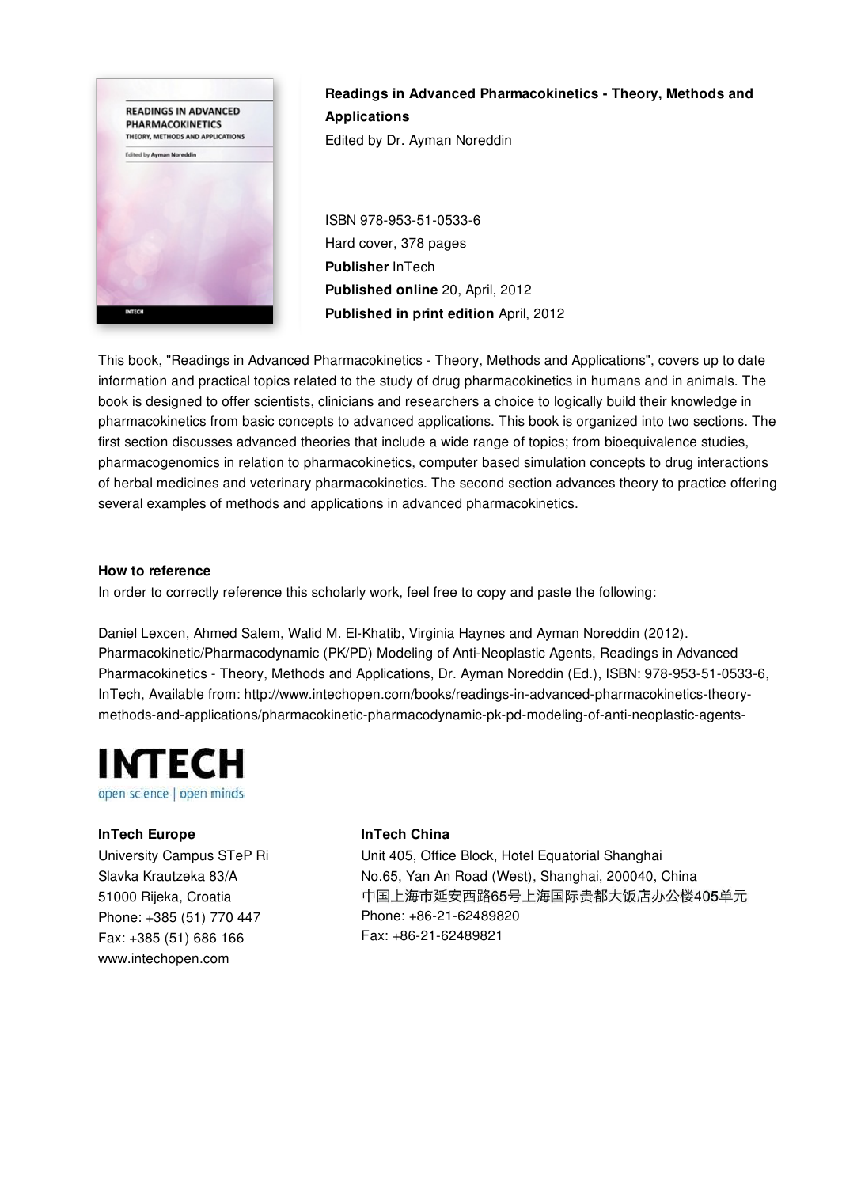**Readings in Advanced Pharmacokinetics - Theory, Methods and Applications**
Edited by Dr. Ayman Noreddin

ISBN 978-953-51-0533-6
Hard cover, 378 pages
**Publisher** InTech
**Published online** 20, April, 2012
**Published in print edition** April, 2012

This book, "Readings in Advanced Pharmacokinetics - Theory, Methods and Applications", covers up to date information and practical topics related to the study of drug pharmacokinetics in humans and in animals. The book is designed to offer scientists, clinicians and researchers a choice to logically build their knowledge in pharmacokinetics from basic concepts to advanced applications. This book is organized into two sections. The first section discusses advanced theories that include a wide range of topics; from bioequivalence studies, pharmacogenomics in relation to pharmacokinetics, computer based simulation concepts to drug interactions of herbal medicines and veterinary pharmacokinetics. The second section advances theory to practice offering several examples of methods and applications in advanced pharmacokinetics.

**How to reference**

In order to correctly reference this scholarly work, feel free to copy and paste the following:

Daniel Lexcen, Ahmed Salem, Walid M. El-Khatib, Virginia Haynes and Ayman Noreddin (2012). Pharmacokinetic/Pharmacodynamic (PK/PD) Modeling of Anti-Neoplastic Agents, Readings in Advanced Pharmacokinetics - Theory, Methods and Applications, Dr. Ayman Noreddin (Ed.), ISBN: 978-953-51-0533-6, InTech, Available from: http://www.intechopen.com/books/readings-in-advanced-pharmacokinetics-theory-methods-and-applications/pharmacokinetic-pharmacodynamic-pk-pd-modeling-of-anti-neoplastic-agents-

INTECH
open science | open minds

**InTech Europe**
University Campus STeP Ri
Slavka Krautzeka 83/A
51000 Rijeka, Croatia
Phone: +385 (51) 770 447
Fax: +385 (51) 686 166
www.intechopen.com

**InTech China**
Unit 405, Office Block, Hotel Equatorial Shanghai
No.65, Yan An Road (West), Shanghai, 200040, China
中国上海市延安西路65号上海国际贵都大饭店办公楼405单元
Phone: +86-21-62489820
Fax: +86-21-62489821